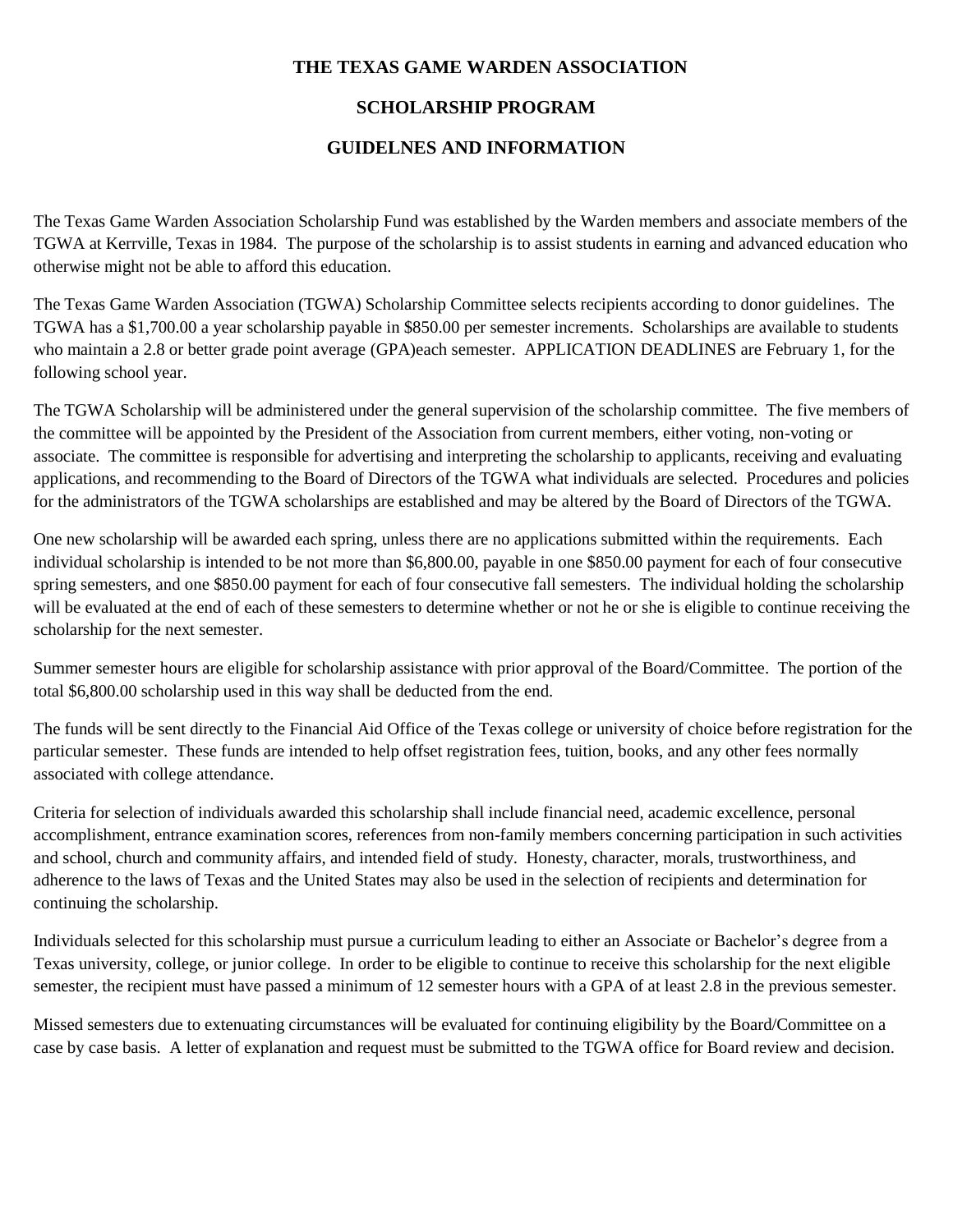# THE TEXAS GAME WARDEN ASSOCIATION

## SCHOLARSHIP PROGRAM

## GUIDELNES AND INFORMATION

The Texas Game Warden Association Scholarship Fund was established by the Warden members and associate members of the TGWA at Kerrville, Texas in 1984. The purpose of the scholarship is to assist students in earning and advanced education who otherwise might not be able to afford this education.

The Texas Game Warden Association (TGWA) Scholarship Committee selects recipients according to donor guidelines. The TGWA has a $1,700.00 a year scholarship payable in $850.00 per semester increments. Scholarships are available to students who maintain a 2.8 or better grade point average (GPA)each semester. APPLICATION DEADLINES are February 1, for the following school year.

The TGWA Scholarship will be administered under the general supervision of the scholarship committee. The five members of the committee will be appointed by the President of the Association from current members, either voting, non-voting or associate. The committee is responsible for advertising and interpreting the scholarship to applicants, receiving and evaluating applications, and recommending to the Board of Directors of the TGWA what individuals are selected. Procedures and policies for the administrators of the TGWA scholarships are established and may be altered by the Board of Directors of the TGWA.

One new scholarship will be awarded each spring, unless there are no applications submitted within the requirements. Each individual scholarship is intended to be not more than $6,800.00, payable in one $850.00 payment for each of four consecutive spring semesters, and one $850.00 payment for each of four consecutive fall semesters. The individual holding the scholarship will be evaluated at the end of each of these semesters to determine whether or not he or she is eligible to continue receiving the scholarship for the next semester.

Summer semester hours are eligible for scholarship assistance with prior approval of the Board/Committee. The portion of the total $6,800.00 scholarship used in this way shall be deducted from the end.

The funds will be sent directly to the Financial Aid Office of the Texas college or university of choice before registration for the particular semester. These funds are intended to help offset registration fees, tuition, books, and any other fees normally associated with college attendance.

Criteria for selection of individuals awarded this scholarship shall include financial need, academic excellence, personal accomplishment, entrance examination scores, references from non-family members concerning participation in such activities and school, church and community affairs, and intended field of study. Honesty, character, morals, trustworthiness, and adherence to the laws of Texas and the United States may also be used in the selection of recipients and determination for continuing the scholarship.

Individuals selected for this scholarship must pursue a curriculum leading to either an Associate or Bachelor's degree from a Texas university, college, or junior college. In order to be eligible to continue to receive this scholarship for the next eligible semester, the recipient must have passed a minimum of 12 semester hours with a GPA of at least 2.8 in the previous semester.

Missed semesters due to extenuating circumstances will be evaluated for continuing eligibility by the Board/Committee on a case by case basis. A letter of explanation and request must be submitted to the TGWA office for Board review and decision.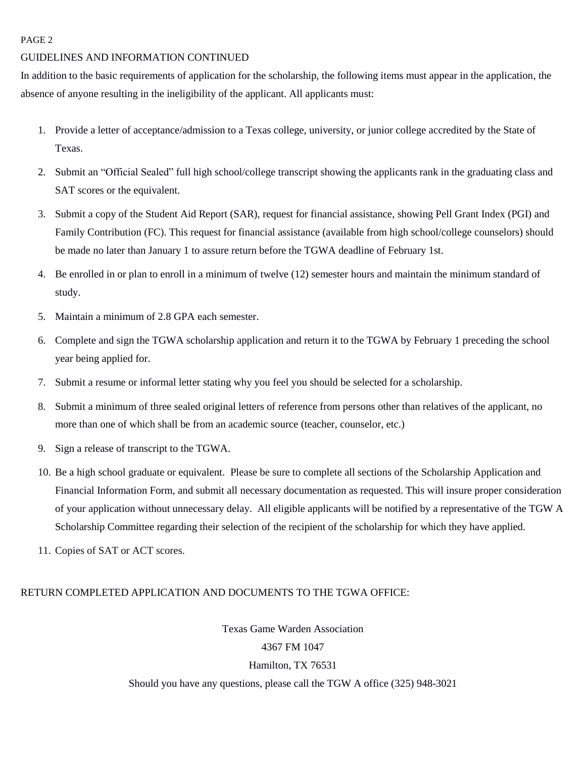PAGE 2

GUIDELINES AND INFORMATION CONTINUED

In addition to the basic requirements of application for the scholarship, the following items must appear in the application, the absence of anyone resulting in the ineligibility of the applicant. All applicants must:

1. Provide a letter of acceptance/admission to a Texas college, university, or junior college accredited by the State of Texas.
2. Submit an "Official Sealed" full high school/college transcript showing the applicants rank in the graduating class and SAT scores or the equivalent.
3. Submit a copy of the Student Aid Report (SAR), request for financial assistance, showing Pell Grant Index (PGI) and Family Contribution (FC). This request for financial assistance (available from high school/college counselors) should be made no later than January 1 to assure return before the TGWA deadline of February 1st.
4. Be enrolled in or plan to enroll in a minimum of twelve (12) semester hours and maintain the minimum standard of study.
5. Maintain a minimum of 2.8 GPA each semester.
6. Complete and sign the TGWA scholarship application and return it to the TGWA by February 1 preceding the school year being applied for.
7. Submit a resume or informal letter stating why you feel you should be selected for a scholarship.
8. Submit a minimum of three sealed original letters of reference from persons other than relatives of the applicant, no more than one of which shall be from an academic source (teacher, counselor, etc.)
9. Sign a release of transcript to the TGWA.
10. Be a high school graduate or equivalent. Please be sure to complete all sections of the Scholarship Application and Financial Information Form, and submit all necessary documentation as requested. This will insure proper consideration of your application without unnecessary delay. All eligible applicants will be notified by a representative of the TGW A Scholarship Committee regarding their selection of the recipient of the scholarship for which they have applied.
11. Copies of SAT or ACT scores.

RETURN COMPLETED APPLICATION AND DOCUMENTS TO THE TGWA OFFICE:

Texas Game Warden Association
4367 FM 1047
Hamilton, TX 76531
Should you have any questions, please call the TGW A office (325) 948-3021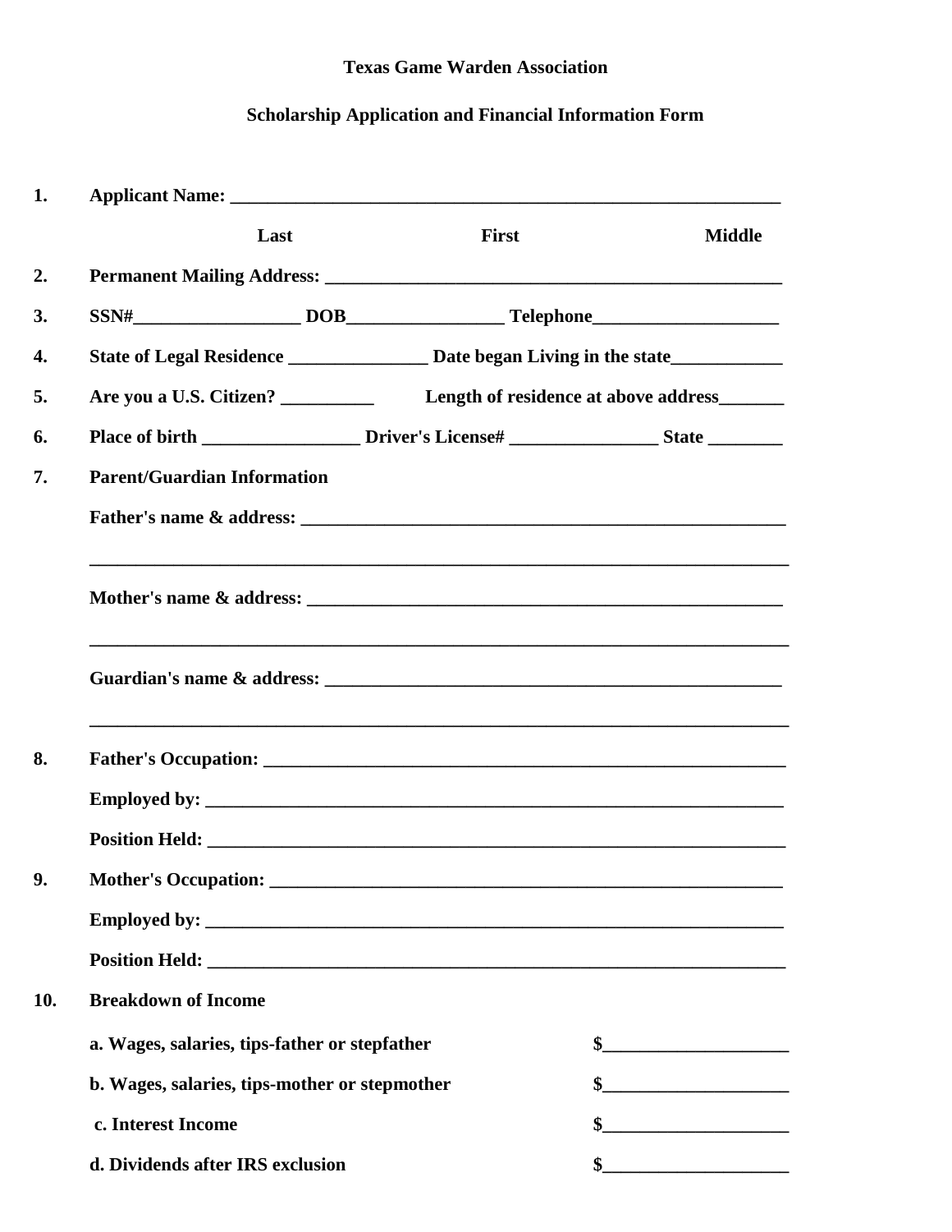**Texas Game Warden Association**

**Scholarship Application and Financial Information Form**

**1.** **Applicant Name:** ____________________________________________________________

**Last** **First** **Middle**

**2.** **Permanent Mailing Address:** __________________________________________________

**3.** **SSN#**__________________ **DOB**_________________ **Telephone**____________________

**4.** **State of Legal Residence** _______________ **Date began Living in the state**____________

**5.** **Are you a U.S. Citizen?** __________ **Length of residence at above address**_______

**6.** **Place of birth** _________________ **Driver's License#** ________________ **State** ________

**7.** **Parent/Guardian Information**

**Father's name & address:** ______________________________________________________

_____________________________________________________________________________

**Mother's name & address:** _____________________________________________________

_____________________________________________________________________________

**Guardian's name & address:** ___________________________________________________

_____________________________________________________________________________

**8.** **Father's Occupation:** ________________________________________________________

**Employed by:** _______________________________________________________________

**Position Held:** ______________________________________________________________

**9.** **Mother's Occupation:** _______________________________________________________

**Employed by:** _______________________________________________________________

**Position Held:** ______________________________________________________________

**10.** **Breakdown of Income**

**a. Wages, salaries, tips-father or stepfather** $____________________

**b. Wages, salaries, tips-mother or stepmother** $____________________

**c. Interest Income** $____________________

**d. Dividends after IRS exclusion** $____________________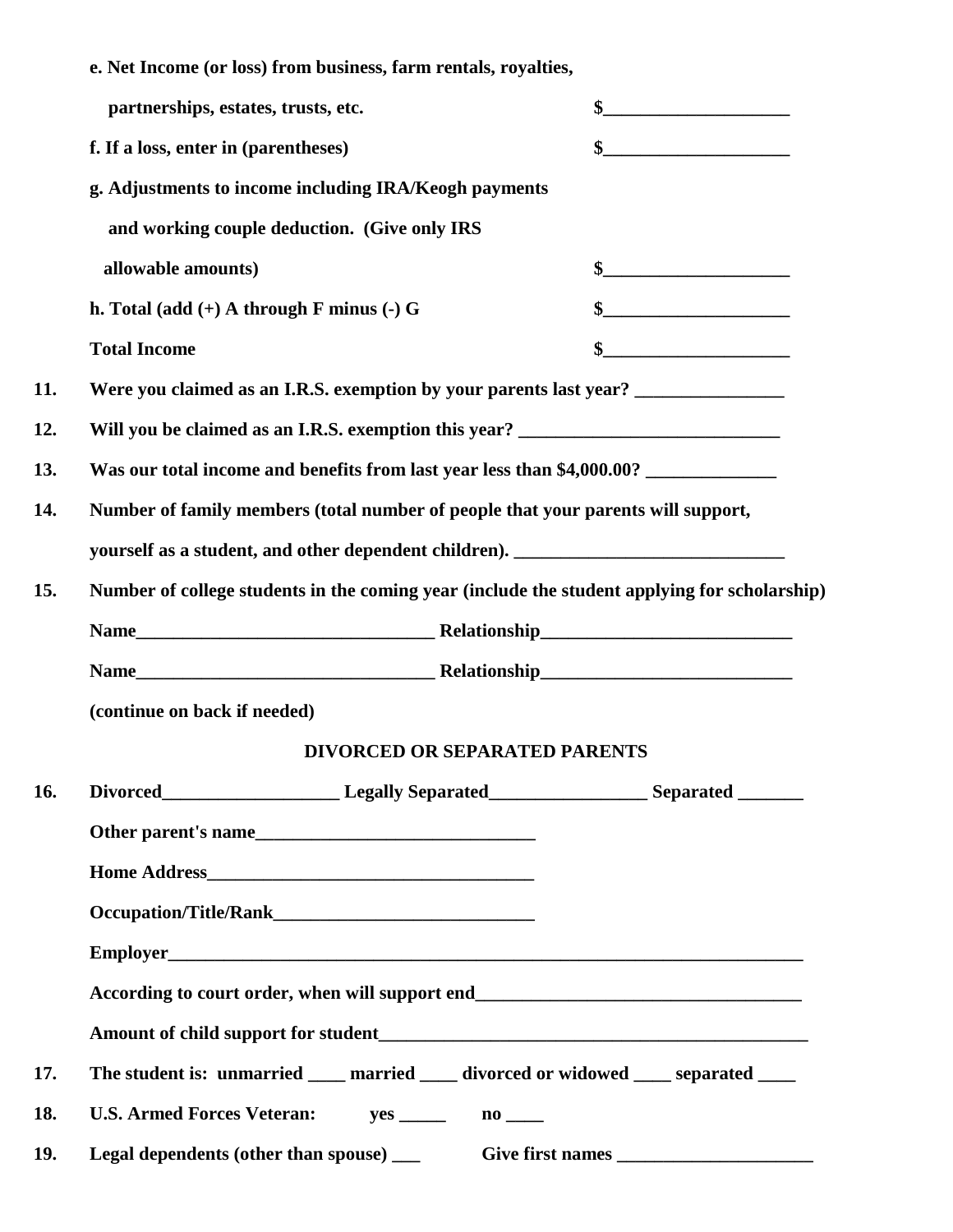**e. Net Income (or loss) from business, farm rentals, royalties,**

**partnerships, estates, trusts, etc.** **$____________________**

**f. If a loss, enter in (parentheses)** **$____________________**

**g. Adjustments to income including IRA/Keogh payments and working couple deduction. (Give only IRS allowable amounts)** **$____________________**

**h. Total (add (+) A through F minus (-) G** **$____________________**

**Total Income** **$____________________**

**11. Were you claimed as an I.R.S. exemption by your parents last year? ________________**

**12. Will you be claimed as an I.R.S. exemption this year? ____________________________**

**13. Was our total income and benefits from last year less than $4,000.00? ______________**

**14. Number of family members (total number of people that your parents will support, yourself as a student, and other dependent children). _____________________________**

**15. Number of college students in the coming year (include the student applying for scholarship)**

**Name________________________________ Relationship___________________________**

**Name________________________________ Relationship___________________________**

**(continue on back if needed)**

**DIVORCED OR SEPARATED PARENTS**

**16. Divorced___________________ Legally Separated_________________ Separated _______**

**Other parent's name______________________________**

**Home Address___________________________________**

**Occupation/Title/Rank____________________________**

**Employer________________________________________________________________________**

**According to court order, when will support end__________________________________**

**Amount of child support for student______________________________________________**

**17. The student is: unmarried ____ married ____ divorced or widowed ____ separated ____**

**18. U.S. Armed Forces Veteran: yes _____ no ____**

**19. Legal dependents (other than spouse) ___ Give first names _____________________**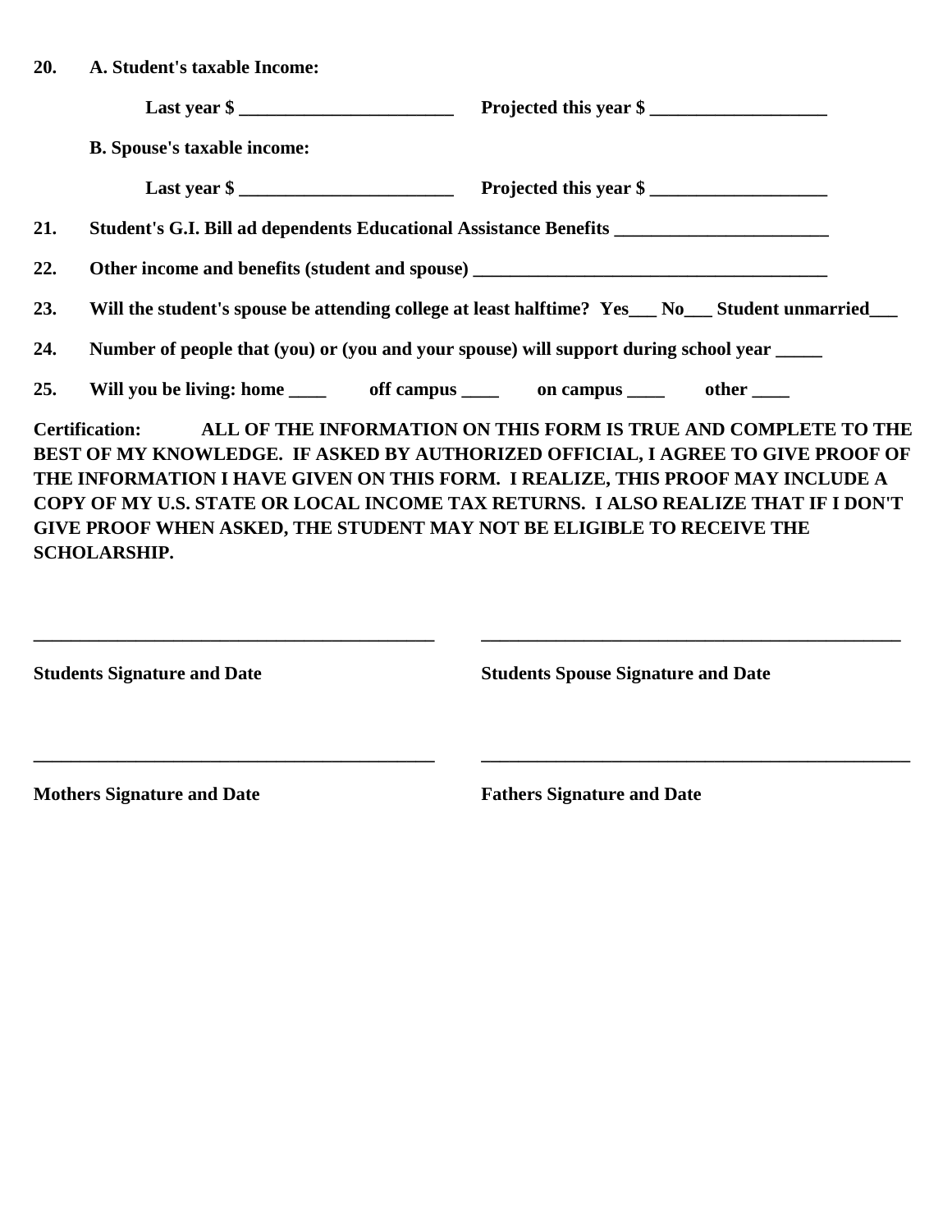**20. A. Student's taxable Income:**

**Last year $ _______________________ Projected this year $ ___________________**

**B. Spouse's taxable income:**

**Last year $ _______________________ Projected this year $ ___________________**

**21. Student's G.I. Bill ad dependents Educational Assistance Benefits _______________________**

**22. Other income and benefits (student and spouse) ______________________________________**

**23. Will the student's spouse be attending college at least halftime? Yes___ No___ Student unmarried___**

**24. Number of people that (you) or (you and your spouse) will support during school year _____**

**25. Will you be living: home ____ off campus ____ on campus ____ other ____**

**Certification: ALL OF THE INFORMATION ON THIS FORM IS TRUE AND COMPLETE TO THE BEST OF MY KNOWLEDGE. IF ASKED BY AUTHORIZED OFFICIAL, I AGREE TO GIVE PROOF OF THE INFORMATION I HAVE GIVEN ON THIS FORM. I REALIZE, THIS PROOF MAY INCLUDE A COPY OF MY U.S. STATE OR LOCAL INCOME TAX RETURNS. I ALSO REALIZE THAT IF I DON'T GIVE PROOF WHEN ASKED, THE STUDENT MAY NOT BE ELIGIBLE TO RECEIVE THE SCHOLARSHIP.**

___________________________________________ ______________________________________________

**Students Signature and Date** **Students Spouse Signature and Date**

___________________________________________ ______________________________________________

**Mothers Signature and Date** **Fathers Signature and Date**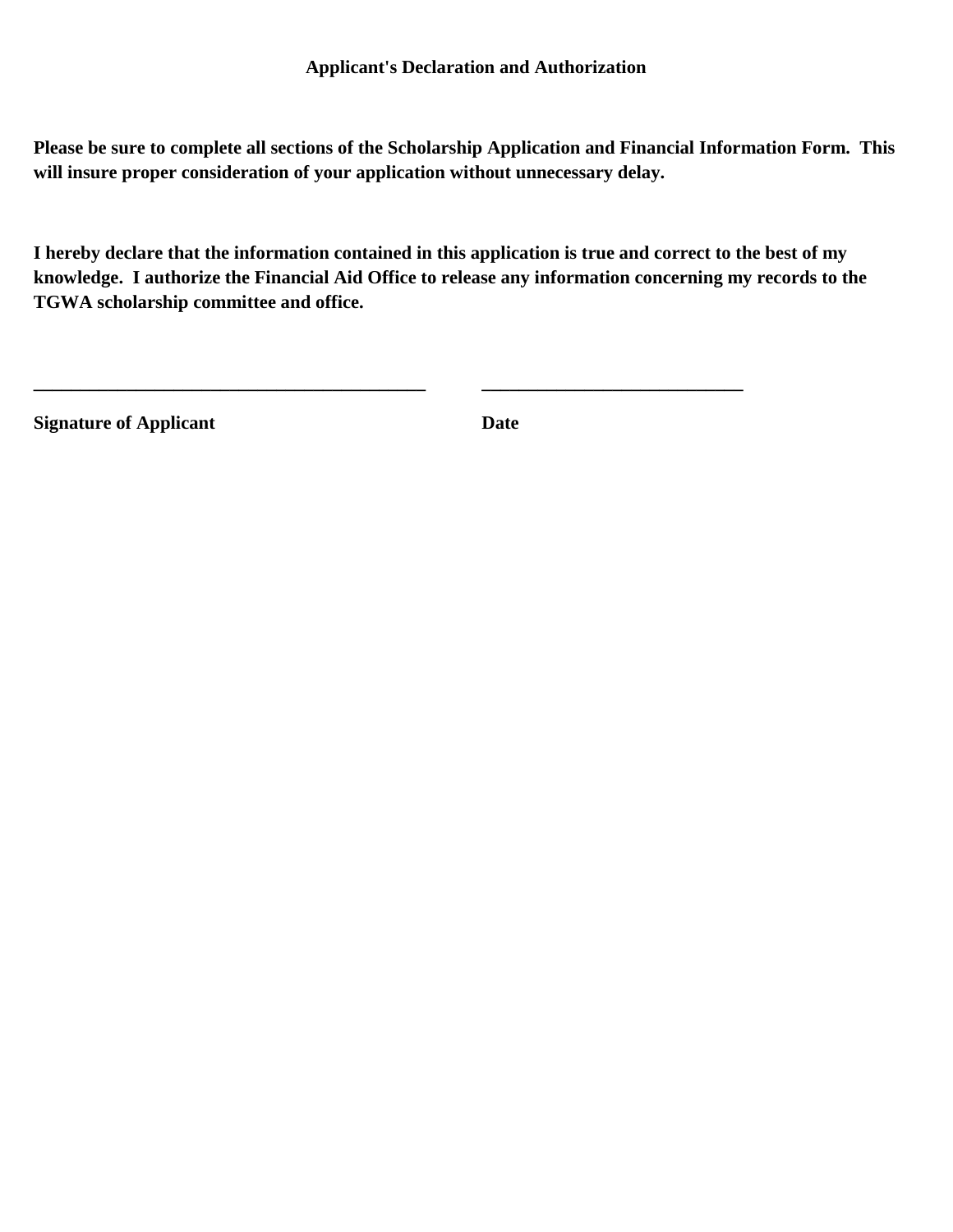## Applicant's Declaration and Authorization

**Please be sure to complete all sections of the Scholarship Application and Financial Information Form. This will insure proper consideration of your application without unnecessary delay.**

**I hereby declare that the information contained in this application is true and correct to the best of my knowledge. I authorize the Financial Aid Office to release any information concerning my records to the TGWA scholarship committee and office.**

| | |
|---|---|
| ___________________________________________ | ____________________________ |
| **Signature of Applicant** | **Date** |